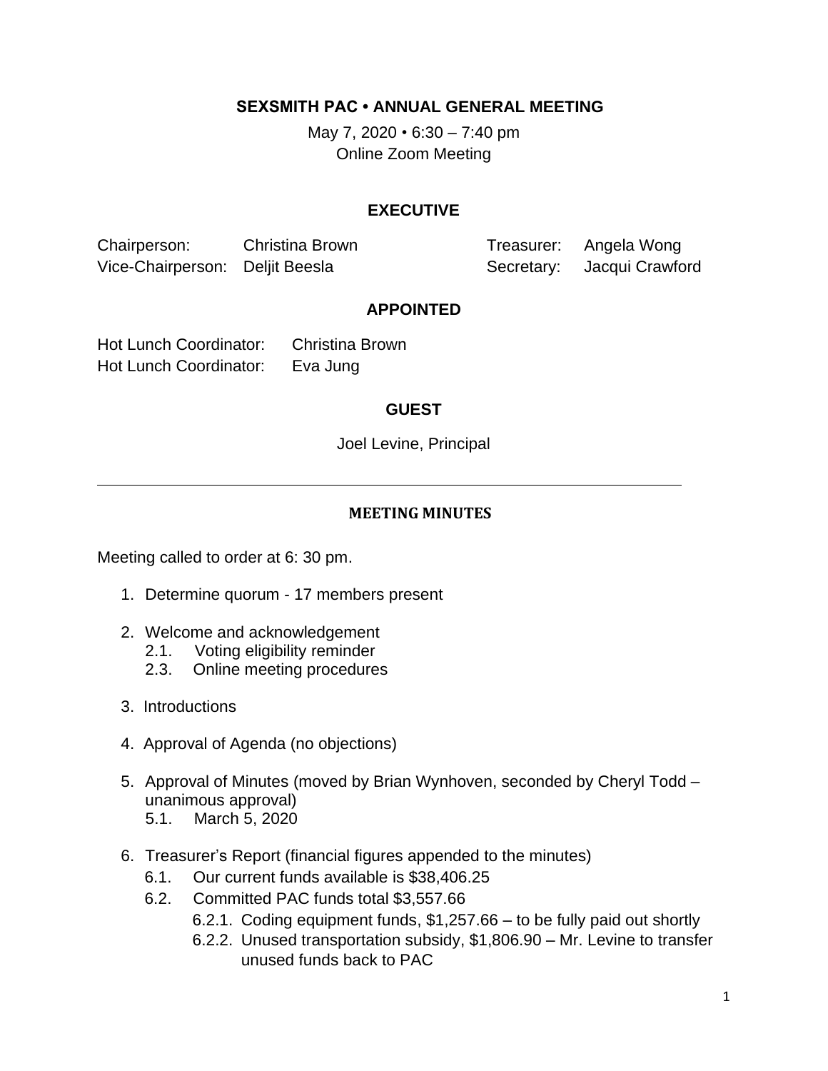# SEXSMITH PAC • ANNUAL GENERAL MEETING

May 7, 2020 • 6:30 – 7:40 pm
Online Zoom Meeting

## EXECUTIVE

Chairperson: Christina Brown
Vice-Chairperson: Deljit Beesla
Treasurer: Angela Wong
Secretary: Jacqui Crawford

## APPOINTED

Hot Lunch Coordinator: Christina Brown
Hot Lunch Coordinator: Eva Jung

## GUEST

Joel Levine, Principal

---

## MEETING MINUTES

Meeting called to order at 6: 30 pm.

1. Determine quorum - 17 members present

2. Welcome and acknowledgement
   2.1. Voting eligibility reminder
   2.3. Online meeting procedures

3. Introductions

4. Approval of Agenda (no objections)

5. Approval of Minutes (moved by Brian Wynhoven, seconded by Cheryl Todd – unanimous approval)
   5.1. March 5, 2020

6. Treasurer's Report (financial figures appended to the minutes)
   6.1. Our current funds available is $38,406.25
   6.2. Committed PAC funds total $3,557.66
      6.2.1. Coding equipment funds, $1,257.66 – to be fully paid out shortly
      6.2.2. Unused transportation subsidy, $1,806.90 – Mr. Levine to transfer unused funds back to PAC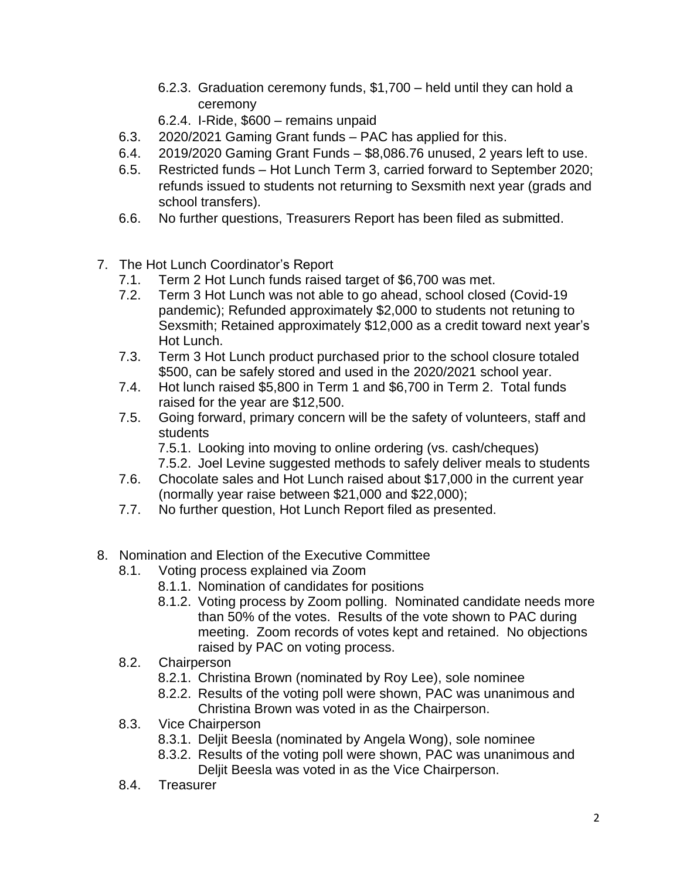- 6.2.3. Graduation ceremony funds, $1,700 – held until they can hold a ceremony
- 6.2.4. I-Ride, $600 – remains unpaid

6.3. 2020/2021 Gaming Grant funds – PAC has applied for this.

6.4. 2019/2020 Gaming Grant Funds – $8,086.76 unused, 2 years left to use.

6.5. Restricted funds – Hot Lunch Term 3, carried forward to September 2020; refunds issued to students not returning to Sexsmith next year (grads and school transfers).

6.6. No further questions, Treasurers Report has been filed as submitted.

7. The Hot Lunch Coordinator's Report

7.1. Term 2 Hot Lunch funds raised target of $6,700 was met.

7.2. Term 3 Hot Lunch was not able to go ahead, school closed (Covid-19 pandemic); Refunded approximately $2,000 to students not retuning to Sexsmith; Retained approximately $12,000 as a credit toward next year's Hot Lunch.

7.3. Term 3 Hot Lunch product purchased prior to the school closure totaled $500, can be safely stored and used in the 2020/2021 school year.

7.4. Hot lunch raised $5,800 in Term 1 and $6,700 in Term 2. Total funds raised for the year are $12,500.

7.5. Going forward, primary concern will be the safety of volunteers, staff and students

- 7.5.1. Looking into moving to online ordering (vs. cash/cheques)
- 7.5.2. Joel Levine suggested methods to safely deliver meals to students

7.6. Chocolate sales and Hot Lunch raised about $17,000 in the current year (normally year raise between $21,000 and $22,000);

7.7. No further question, Hot Lunch Report filed as presented.

8. Nomination and Election of the Executive Committee

8.1. Voting process explained via Zoom

- 8.1.1. Nomination of candidates for positions
- 8.1.2. Voting process by Zoom polling. Nominated candidate needs more than 50% of the votes. Results of the vote shown to PAC during meeting. Zoom records of votes kept and retained. No objections raised by PAC on voting process.

8.2. Chairperson

- 8.2.1. Christina Brown (nominated by Roy Lee), sole nominee
- 8.2.2. Results of the voting poll were shown, PAC was unanimous and Christina Brown was voted in as the Chairperson.

8.3. Vice Chairperson

- 8.3.1. Deljit Beesla (nominated by Angela Wong), sole nominee
- 8.3.2. Results of the voting poll were shown, PAC was unanimous and Deljit Beesla was voted in as the Vice Chairperson.

8.4. Treasurer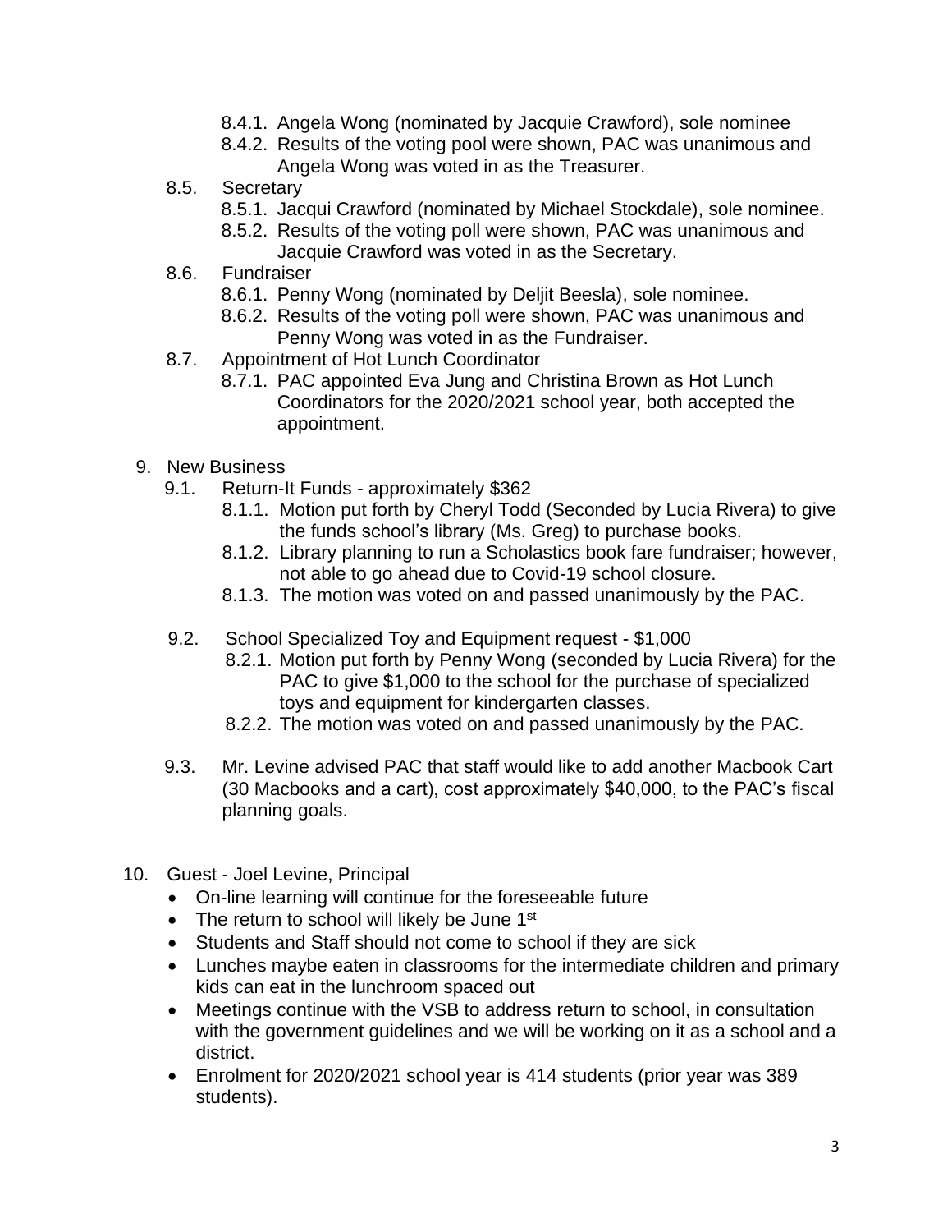- 8.4.1. Angela Wong (nominated by Jacquie Crawford), sole nominee
- 8.4.2. Results of the voting pool were shown, PAC was unanimous and Angela Wong was voted in as the Treasurer.

8.5. Secretary

- 8.5.1. Jacqui Crawford (nominated by Michael Stockdale), sole nominee.
- 8.5.2. Results of the voting poll were shown, PAC was unanimous and Jacquie Crawford was voted in as the Secretary.

8.6. Fundraiser

- 8.6.1. Penny Wong (nominated by Deljit Beesla), sole nominee.
- 8.6.2. Results of the voting poll were shown, PAC was unanimous and Penny Wong was voted in as the Fundraiser.

8.7. Appointment of Hot Lunch Coordinator

- 8.7.1. PAC appointed Eva Jung and Christina Brown as Hot Lunch Coordinators for the 2020/2021 school year, both accepted the appointment.

9. New Business

9.1. Return-It Funds - approximately $362

- 8.1.1. Motion put forth by Cheryl Todd (Seconded by Lucia Rivera) to give the funds school's library (Ms. Greg) to purchase books.
- 8.1.2. Library planning to run a Scholastics book fare fundraiser; however, not able to go ahead due to Covid-19 school closure.
- 8.1.3. The motion was voted on and passed unanimously by the PAC.

9.2. School Specialized Toy and Equipment request - $1,000

- 8.2.1. Motion put forth by Penny Wong (seconded by Lucia Rivera) for the PAC to give $1,000 to the school for the purchase of specialized toys and equipment for kindergarten classes.
- 8.2.2. The motion was voted on and passed unanimously by the PAC.

9.3. Mr. Levine advised PAC that staff would like to add another Macbook Cart (30 Macbooks and a cart), cost approximately $40,000, to the PAC's fiscal planning goals.

10. Guest - Joel Levine, Principal

- On-line learning will continue for the foreseeable future
- The return to school will likely be June 1st
- Students and Staff should not come to school if they are sick
- Lunches maybe eaten in classrooms for the intermediate children and primary kids can eat in the lunchroom spaced out
- Meetings continue with the VSB to address return to school, in consultation with the government guidelines and we will be working on it as a school and a district.
- Enrolment for 2020/2021 school year is 414 students (prior year was 389 students).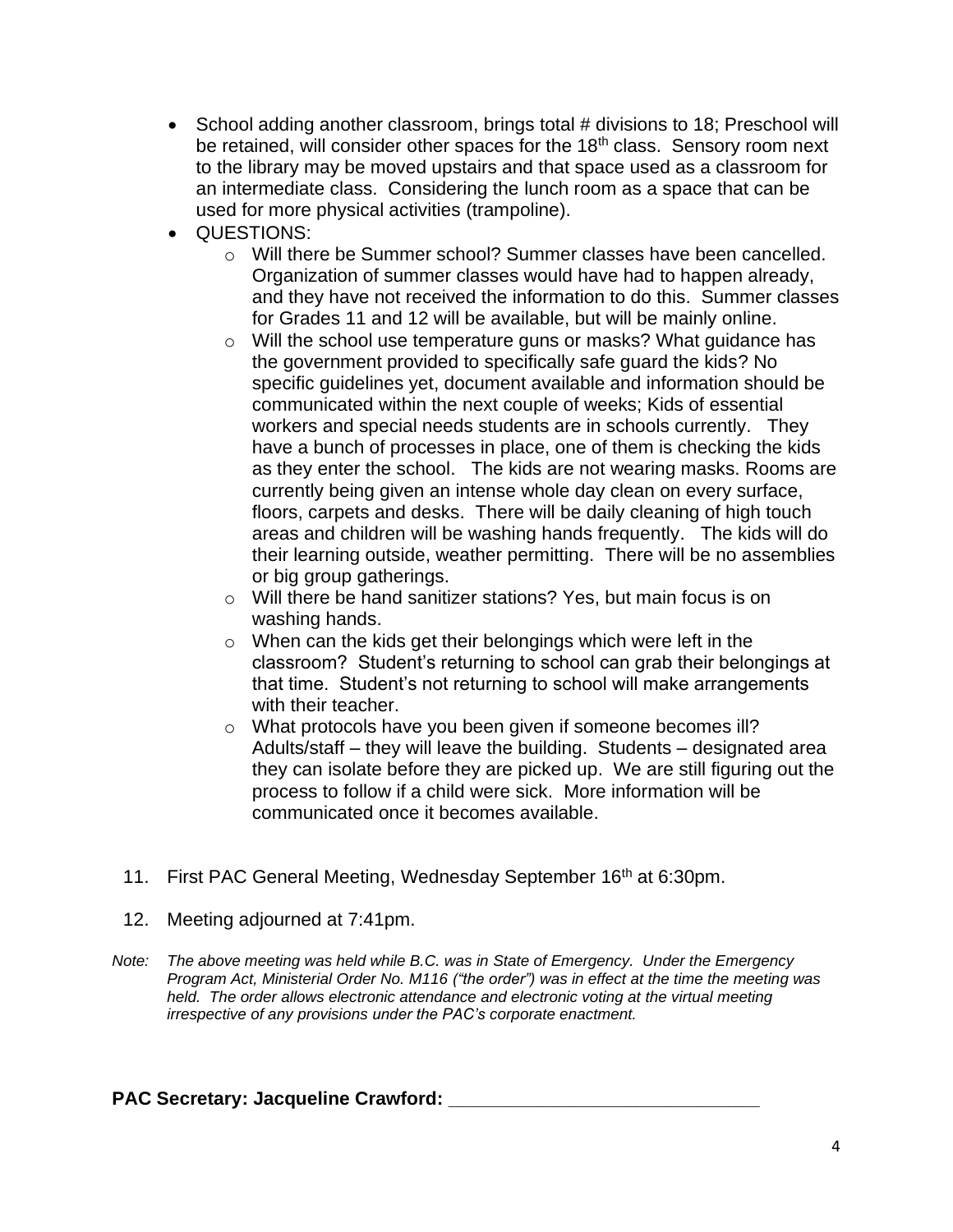- School adding another classroom, brings total # divisions to 18; Preschool will be retained, will consider other spaces for the 18th class. Sensory room next to the library may be moved upstairs and that space used as a classroom for an intermediate class. Considering the lunch room as a space that can be used for more physical activities (trampoline).
- QUESTIONS:
  - Will there be Summer school? Summer classes have been cancelled. Organization of summer classes would have had to happen already, and they have not received the information to do this. Summer classes for Grades 11 and 12 will be available, but will be mainly online.
  - Will the school use temperature guns or masks? What guidance has the government provided to specifically safe guard the kids? No specific guidelines yet, document available and information should be communicated within the next couple of weeks; Kids of essential workers and special needs students are in schools currently. They have a bunch of processes in place, one of them is checking the kids as they enter the school. The kids are not wearing masks. Rooms are currently being given an intense whole day clean on every surface, floors, carpets and desks. There will be daily cleaning of high touch areas and children will be washing hands frequently. The kids will do their learning outside, weather permitting. There will be no assemblies or big group gatherings.
  - Will there be hand sanitizer stations? Yes, but main focus is on washing hands.
  - When can the kids get their belongings which were left in the classroom? Student's returning to school can grab their belongings at that time. Student's not returning to school will make arrangements with their teacher.
  - What protocols have you been given if someone becomes ill? Adults/staff – they will leave the building. Students – designated area they can isolate before they are picked up. We are still figuring out the process to follow if a child were sick. More information will be communicated once it becomes available.

11. First PAC General Meeting, Wednesday September 16th at 6:30pm.

12. Meeting adjourned at 7:41pm.

*Note: The above meeting was held while B.C. was in State of Emergency. Under the Emergency Program Act, Ministerial Order No. M116 ("the order") was in effect at the time the meeting was held. The order allows electronic attendance and electronic voting at the virtual meeting irrespective of any provisions under the PAC's corporate enactment.*

**PAC Secretary: Jacqueline Crawford: ______________________________**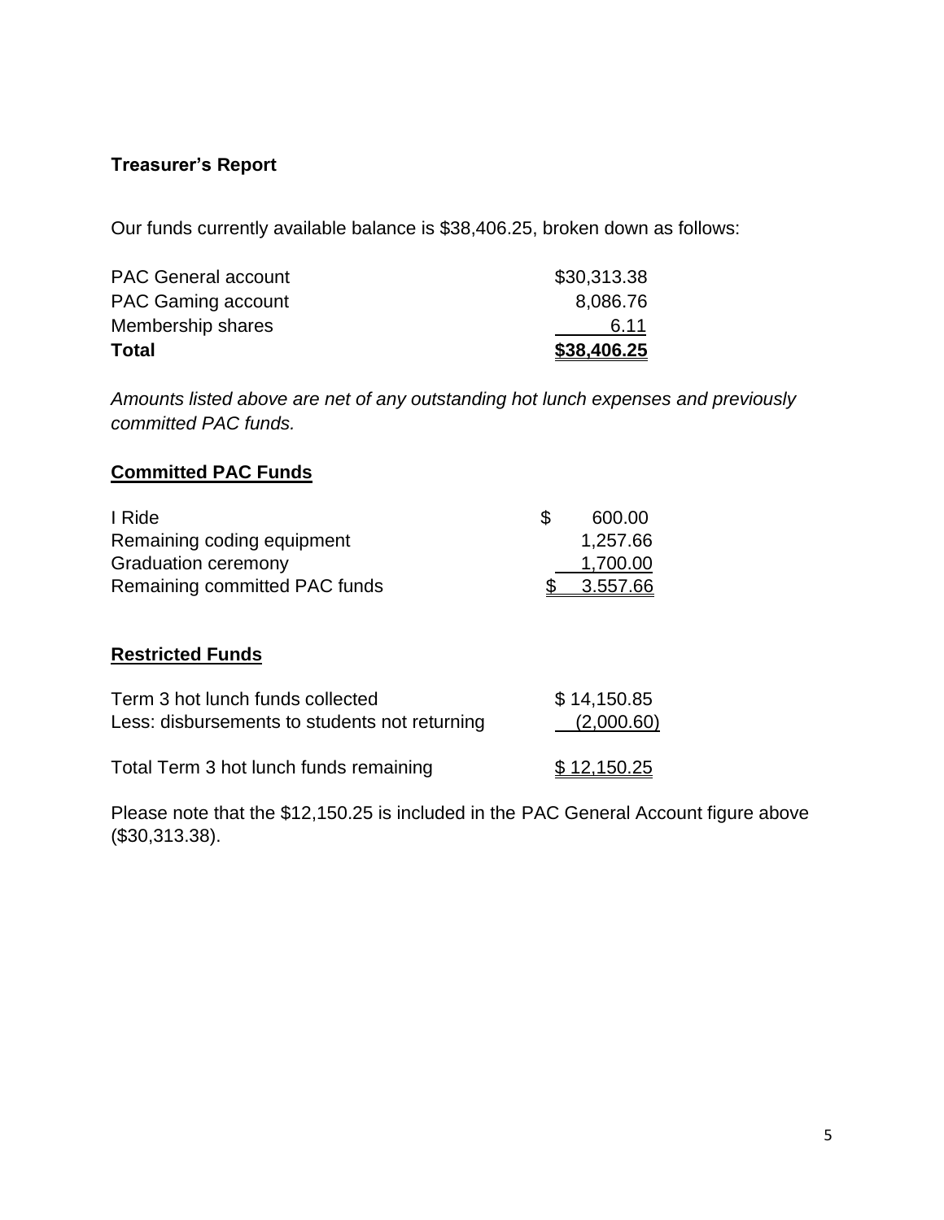**Treasurer's Report**

Our funds currently available balance is $38,406.25, broken down as follows:

| | |
|---|---|
| PAC General account | $30,313.38 |
| PAC Gaming account | 8,086.76 |
| Membership shares | 6.11 |
| **Total** | **$38,406.25** |

*Amounts listed above are net of any outstanding hot lunch expenses and previously committed PAC funds.*

**Committed PAC Funds**

| | |
|---|---|
| I Ride | $ 600.00 |
| Remaining coding equipment | 1,257.66 |
| Graduation ceremony | 1,700.00 |
| Remaining committed PAC funds | $ 3.557.66 |

**Restricted Funds**

| | |
|---|---|
| Term 3 hot lunch funds collected | $ 14,150.85 |
| Less: disbursements to students not returning | (2,000.60) |
| Total Term 3 hot lunch funds remaining | $ 12,150.25 |

Please note that the $12,150.25 is included in the PAC General Account figure above ($30,313.38).